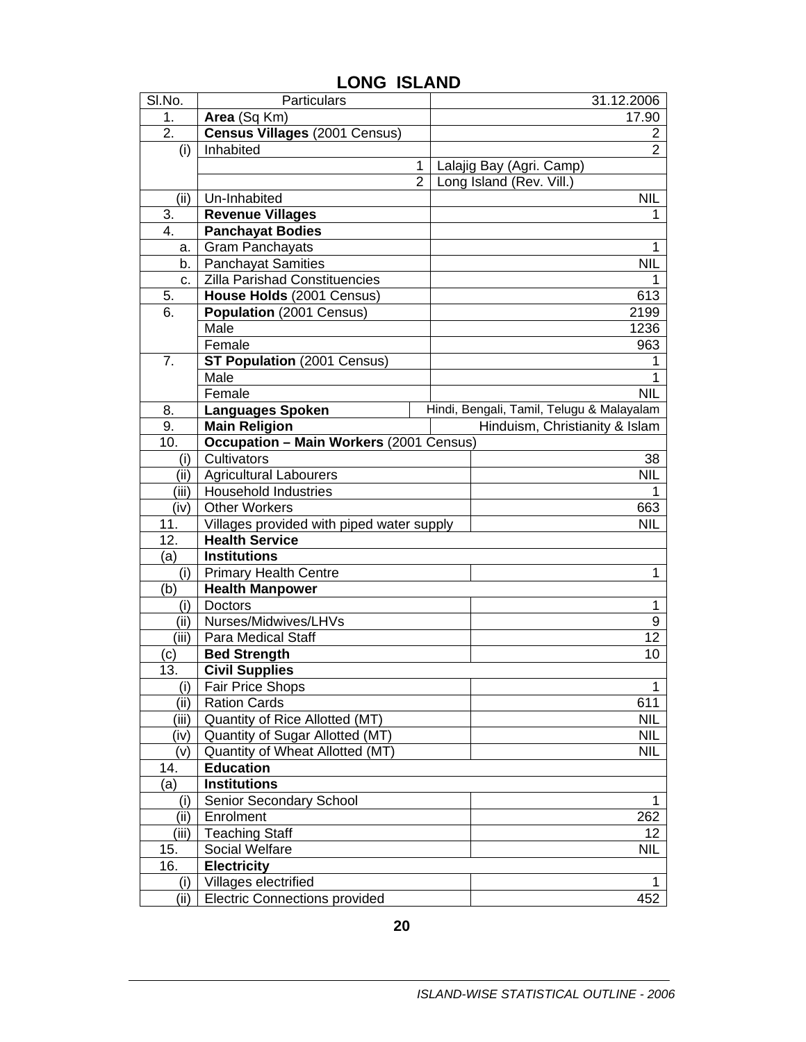# LONG ISLAND

| Sl.No. | Particulars | | 31.12.2006 |
|---|---|---|---|
| 1. | **Area** (Sq Km) | | 17.90 |
| 2. | **Census Villages** (2001 Census) | | 2 |
| (i) | Inhabited | | 2 |
| | | 1 | Lalajig Bay (Agri. Camp) |
| | | 2 | Long Island (Rev. Vill.) |
| (ii) | Un-Inhabited | | NIL |
| 3. | **Revenue Villages** | | 1 |
| 4. | **Panchayat Bodies** | | |
| a. | Gram Panchayats | | 1 |
| b. | Panchayat Samities | | NIL |
| c. | Zilla Parishad Constituencies | | 1 |
| 5. | **House Holds** (2001 Census) | | 613 |
| 6. | **Population** (2001 Census) | | 2199 |
| | Male | | 1236 |
| | Female | | 963 |
| 7. | **ST Population** (2001 Census) | | 1 |
| | Male | | 1 |
| | Female | | NIL |
| 8. | **Languages Spoken** | | Hindi, Bengali, Tamil, Telugu & Malayalam |
| 9. | **Main Religion** | | Hinduism, Christianity & Islam |
| 10. | **Occupation – Main Workers** (2001 Census) | | |
| (i) | Cultivators | | 38 |
| (ii) | Agricultural Labourers | | NIL |
| (iii) | Household Industries | | 1 |
| (iv) | Other Workers | | 663 |
| 11. | Villages provided with piped water supply | | NIL |
| 12. | **Health Service** | | |
| (a) | **Institutions** | | |
| (i) | Primary Health Centre | | 1 |
| (b) | **Health Manpower** | | |
| (i) | Doctors | | 1 |
| (ii) | Nurses/Midwives/LHVs | | 9 |
| (iii) | Para Medical Staff | | 12 |
| (c) | **Bed Strength** | | 10 |
| 13. | **Civil Supplies** | | |
| (i) | Fair Price Shops | | 1 |
| (ii) | Ration Cards | | 611 |
| (iii) | Quantity of Rice Allotted (MT) | | NIL |
| (iv) | Quantity of Sugar Allotted (MT) | | NIL |
| (v) | Quantity of Wheat Allotted (MT) | | NIL |
| 14. | **Education** | | |
| (a) | **Institutions** | | |
| (i) | Senior Secondary School | | 1 |
| (ii) | Enrolment | | 262 |
| (iii) | Teaching Staff | | 12 |
| 15. | Social Welfare | | NIL |
| 16. | **Electricity** | | |
| (i) | Villages electrified | | 1 |
| (ii) | Electric Connections provided | | 452 |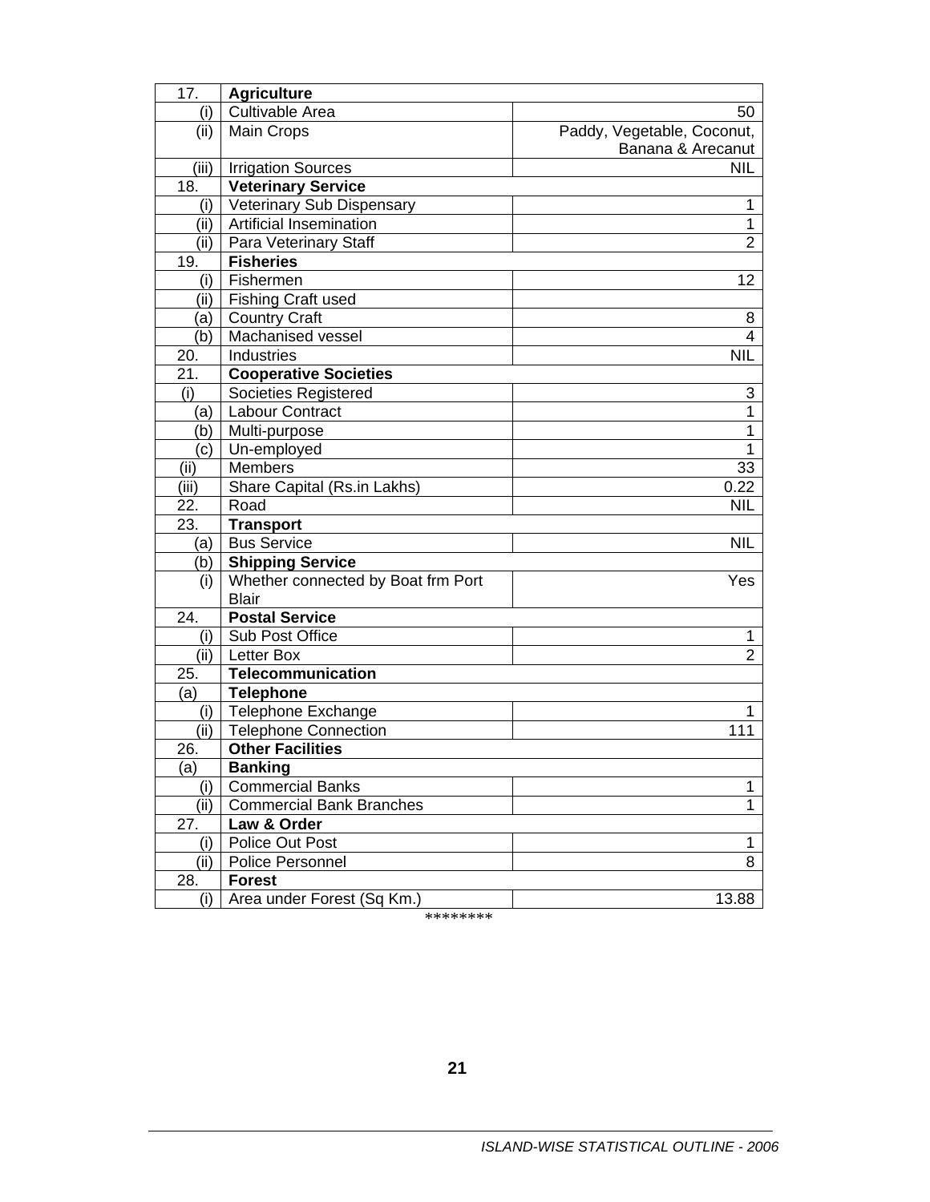| | | |
|---|---|---|
| 17. | **Agriculture** | |
| (i) | Cultivable Area | 50 |
| (ii) | Main Crops | Paddy, Vegetable, Coconut, Banana & Arecanut |
| (iii) | Irrigation Sources | NIL |
| 18. | **Veterinary Service** | |
| (i) | Veterinary Sub Dispensary | 1 |
| (ii) | Artificial Insemination | 1 |
| (ii) | Para Veterinary Staff | 2 |
| 19. | **Fisheries** | |
| (i) | Fishermen | 12 |
| (ii) | Fishing Craft used | |
| (a) | Country Craft | 8 |
| (b) | Machanised vessel | 4 |
| 20. | Industries | NIL |
| 21. | **Cooperative Societies** | |
| (i) | Societies Registered | 3 |
| (a) | Labour Contract | 1 |
| (b) | Multi-purpose | 1 |
| (c) | Un-employed | 1 |
| (ii) | Members | 33 |
| (iii) | Share Capital (Rs.in Lakhs) | 0.22 |
| 22. | Road | NIL |
| 23. | **Transport** | |
| (a) | Bus Service | NIL |
| (b) | **Shipping Service** | |
| (i) | Whether connected by Boat frm Port Blair | Yes |
| 24. | **Postal Service** | |
| (i) | Sub Post Office | 1 |
| (ii) | Letter Box | 2 |
| 25. | **Telecommunication** | |
| (a) | **Telephone** | |
| (i) | Telephone Exchange | 1 |
| (ii) | Telephone Connection | 111 |
| 26. | **Other Facilities** | |
| (a) | **Banking** | |
| (i) | Commercial Banks | 1 |
| (ii) | Commercial Bank Branches | 1 |
| 27. | **Law & Order** | |
| (i) | Police Out Post | 1 |
| (ii) | Police Personnel | 8 |
| 28. | **Forest** | |
| (i) | Area under Forest (Sq Km.) | 13.88 |

********